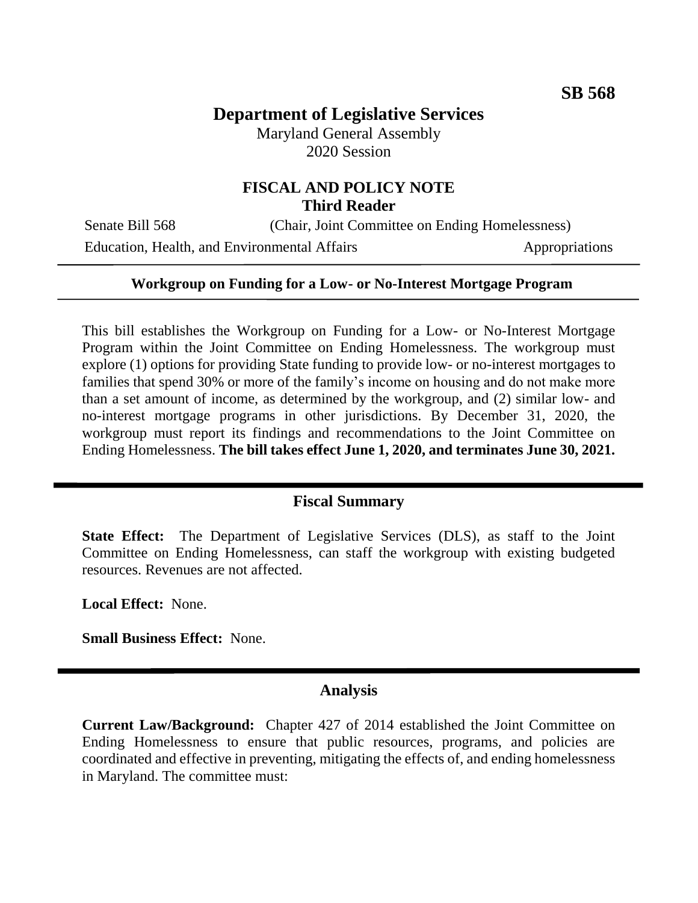**SB 568**

# Department of Legislative Services

Maryland General Assembly
2020 Session

## FISCAL AND POLICY NOTE
**Third Reader**

Senate Bill 568 (Chair, Joint Committee on Ending Homelessness)
Education, Health, and Environmental Affairs Appropriations

---

**Workgroup on Funding for a Low- or No-Interest Mortgage Program**

---

This bill establishes the Workgroup on Funding for a Low- or No-Interest Mortgage Program within the Joint Committee on Ending Homelessness. The workgroup must explore (1) options for providing State funding to provide low- or no-interest mortgages to families that spend 30% or more of the family's income on housing and do not make more than a set amount of income, as determined by the workgroup, and (2) similar low- and no-interest mortgage programs in other jurisdictions. By December 31, 2020, the workgroup must report its findings and recommendations to the Joint Committee on Ending Homelessness. **The bill takes effect June 1, 2020, and terminates June 30, 2021.**

## Fiscal Summary

**State Effect:** The Department of Legislative Services (DLS), as staff to the Joint Committee on Ending Homelessness, can staff the workgroup with existing budgeted resources. Revenues are not affected.

**Local Effect:** None.

**Small Business Effect:** None.

## Analysis

**Current Law/Background:** Chapter 427 of 2014 established the Joint Committee on Ending Homelessness to ensure that public resources, programs, and policies are coordinated and effective in preventing, mitigating the effects of, and ending homelessness in Maryland. The committee must: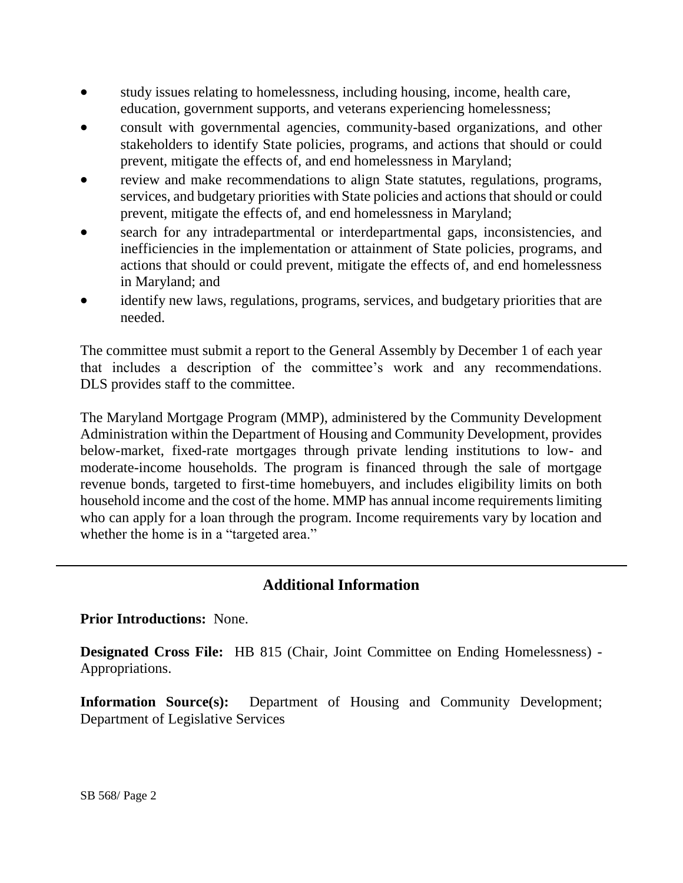- study issues relating to homelessness, including housing, income, health care, education, government supports, and veterans experiencing homelessness;
- consult with governmental agencies, community-based organizations, and other stakeholders to identify State policies, programs, and actions that should or could prevent, mitigate the effects of, and end homelessness in Maryland;
- review and make recommendations to align State statutes, regulations, programs, services, and budgetary priorities with State policies and actions that should or could prevent, mitigate the effects of, and end homelessness in Maryland;
- search for any intradepartmental or interdepartmental gaps, inconsistencies, and inefficiencies in the implementation or attainment of State policies, programs, and actions that should or could prevent, mitigate the effects of, and end homelessness in Maryland; and
- identify new laws, regulations, programs, services, and budgetary priorities that are needed.

The committee must submit a report to the General Assembly by December 1 of each year that includes a description of the committee's work and any recommendations. DLS provides staff to the committee.

The Maryland Mortgage Program (MMP), administered by the Community Development Administration within the Department of Housing and Community Development, provides below-market, fixed-rate mortgages through private lending institutions to low- and moderate-income households. The program is financed through the sale of mortgage revenue bonds, targeted to first-time homebuyers, and includes eligibility limits on both household income and the cost of the home. MMP has annual income requirements limiting who can apply for a loan through the program. Income requirements vary by location and whether the home is in a "targeted area."

---

## Additional Information

**Prior Introductions:** None.

**Designated Cross File:** HB 815 (Chair, Joint Committee on Ending Homelessness) - Appropriations.

**Information Source(s):** Department of Housing and Community Development; Department of Legislative Services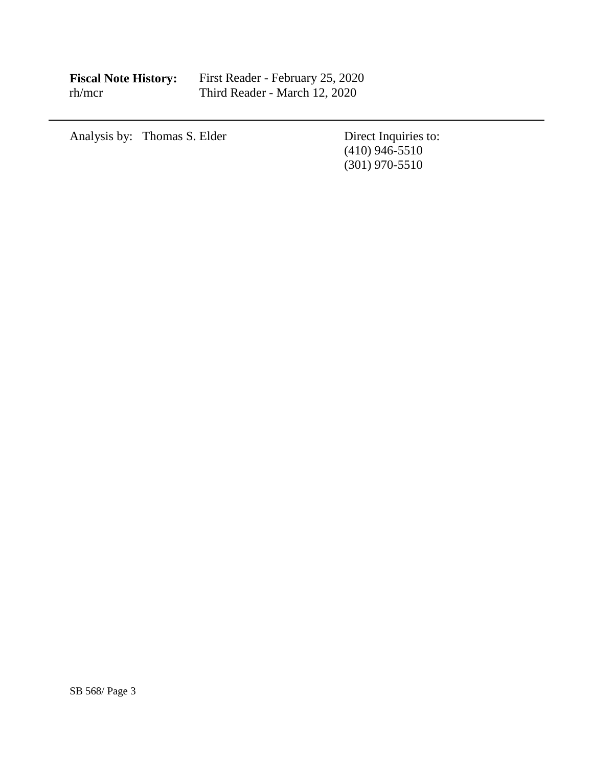**Fiscal Note History:** First Reader - February 25, 2020
rh/mcr Third Reader - March 12, 2020

---

Analysis by: Thomas S. Elder

Direct Inquiries to:
(410) 946-5510
(301) 970-5510